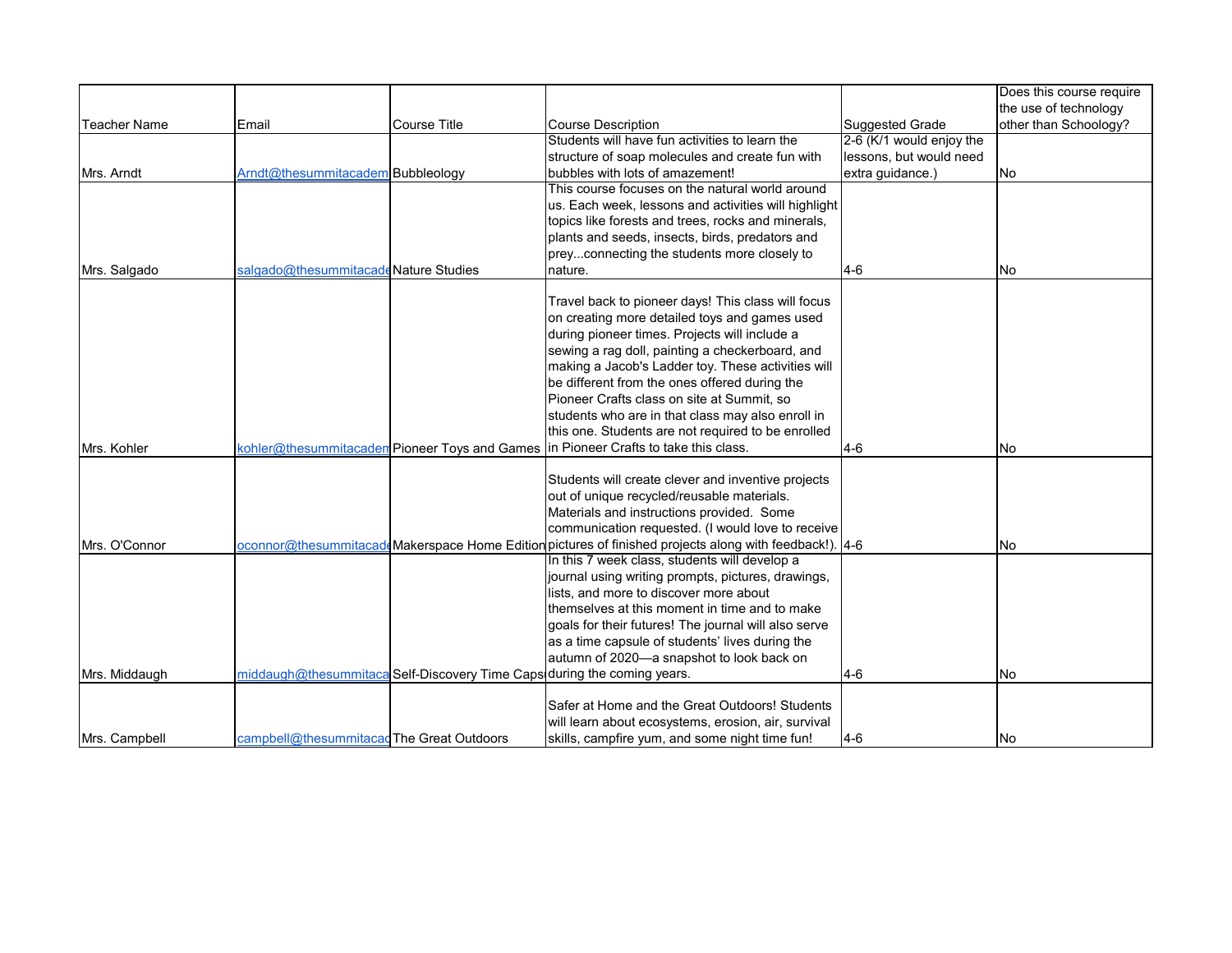| Teacher Name | Email | Course Title | Course Description | Suggested Grade | Does this course require the use of technology other than Schoology? |
|---|---|---|---|---|---|
| Mrs. Arndt | Arndt@thesummitacadem | Bubbleology | Students will have fun activities to learn the structure of soap molecules and create fun with bubbles with lots of amazement! | 2-6 (K/1 would enjoy the lessons, but would need extra guidance.) | No |
| Mrs. Salgado | salgado@thesummitacade | Nature Studies | This course focuses on the natural world around us. Each week, lessons and activities will highlight topics like forests and trees, rocks and minerals, plants and seeds, insects, birds, predators and prey...connecting the students more closely to nature. | 4-6 | No |
| Mrs. Kohler | kohler@thesummitacadem | Pioneer Toys and Games | Travel back to pioneer days! This class will focus on creating more detailed toys and games used during pioneer times. Projects will include a sewing a rag doll, painting a checkerboard, and making a Jacob's Ladder toy. These activities will be different from the ones offered during the Pioneer Crafts class on site at Summit, so students who are in that class may also enroll in this one. Students are not required to be enrolled in Pioneer Crafts to take this class. | 4-6 | No |
| Mrs. O'Connor | oconnor@thesummitacade | Makerspace Home Edition | Students will create clever and inventive projects out of unique recycled/reusable materials. Materials and instructions provided. Some communication requested. (I would love to receive pictures of finished projects along with feedback!). | 4-6 | No |
| Mrs. Middaugh | middaugh@thesummitaca | Self-Discovery Time Caps | In this 7 week class, students will develop a journal using writing prompts, pictures, drawings, lists, and more to discover more about themselves at this moment in time and to make goals for their futures! The journal will also serve as a time capsule of students' lives during the autumn of 2020—a snapshot to look back on during the coming years. | 4-6 | No |
| Mrs. Campbell | campbell@thesummitacad | The Great Outdoors | Safer at Home and the Great Outdoors! Students will learn about ecosystems, erosion, air, survival skills, campfire yum, and some night time fun! | 4-6 | No |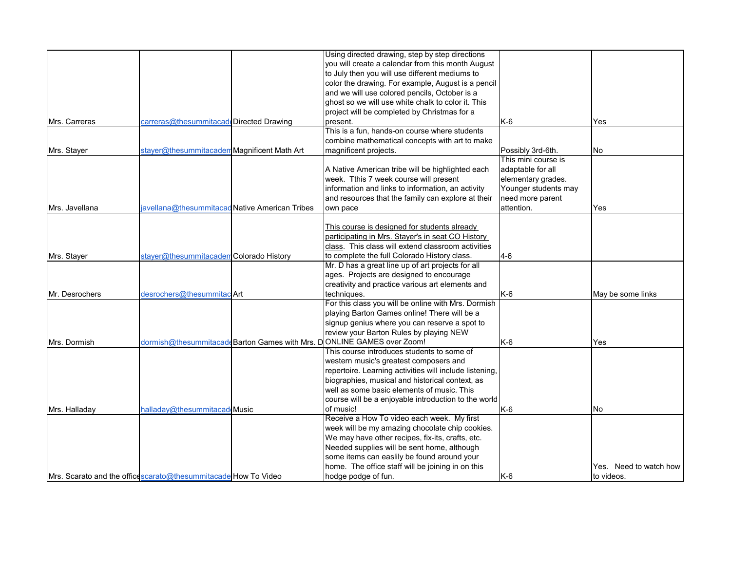| | | | | | |
|---|---|---|---|---|---|
| Mrs. Carreras | carreras@thesummitacad | Directed Drawing | Using directed drawing, step by step directions you will create a calendar from this month August to July then you will use different mediums to color the drawing. For example, August is a pencil and we will use colored pencils, October is a ghost so we will use white chalk to color it. This project will be completed by Christmas for a present. | K-6 | Yes |
| Mrs. Stayer | stayer@thesummitacadem | Magnificent Math Art | This is a fun, hands-on course where students combine mathematical concepts with art to make magnificent projects. | Possibly 3rd-6th. | No |
| Mrs. Javellana | javellana@thesummitacad | Native American Tribes | A Native American tribe will be highlighted each week. Tthis 7 week course will present information and links to information, an activity and resources that the family can explore at their own pace | This mini course is adaptable for all elementary grades. Younger students may need more parent attention. | Yes |
| Mrs. Stayer | stayer@thesummitacadem | Colorado History | This course is designed for students already participating in Mrs. Stayer's in seat CO History class. This class will extend classroom activities to complete the full Colorado History class. | 4-6 | |
| Mr. Desrochers | desrochers@thesummitac | Art | Mr. D has a great line up of art projects for all ages. Projects are designed to encourage creativity and practice various art elements and techniques. | K-6 | May be some links |
| Mrs. Dormish | dormish@thesummitacade | Barton Games with Mrs. D | For this class you will be online with Mrs. Dormish playing Barton Games online! There will be a signup genius where you can reserve a spot to review your Barton Rules by playing NEW ONLINE GAMES over Zoom! | K-6 | Yes |
| Mrs. Halladay | halladay@thesummitacad | Music | This course introduces students to some of western music's greatest composers and repertoire. Learning activities will include listening, biographies, musical and historical context, as well as some basic elements of music. This course will be a enjoyable introduction to the world of music! | K-6 | No |
| Mrs. Scarato and the office | scarato@thesummitacade | How To Video | Receive a How To video each week. My first week will be my amazing chocolate chip cookies. We may have other recipes, fix-its, crafts, etc. Needed supplies will be sent home, although some items can easlily be found around your home. The office staff will be joining in on this hodge podge of fun. | K-6 | Yes. Need to watch how to videos. |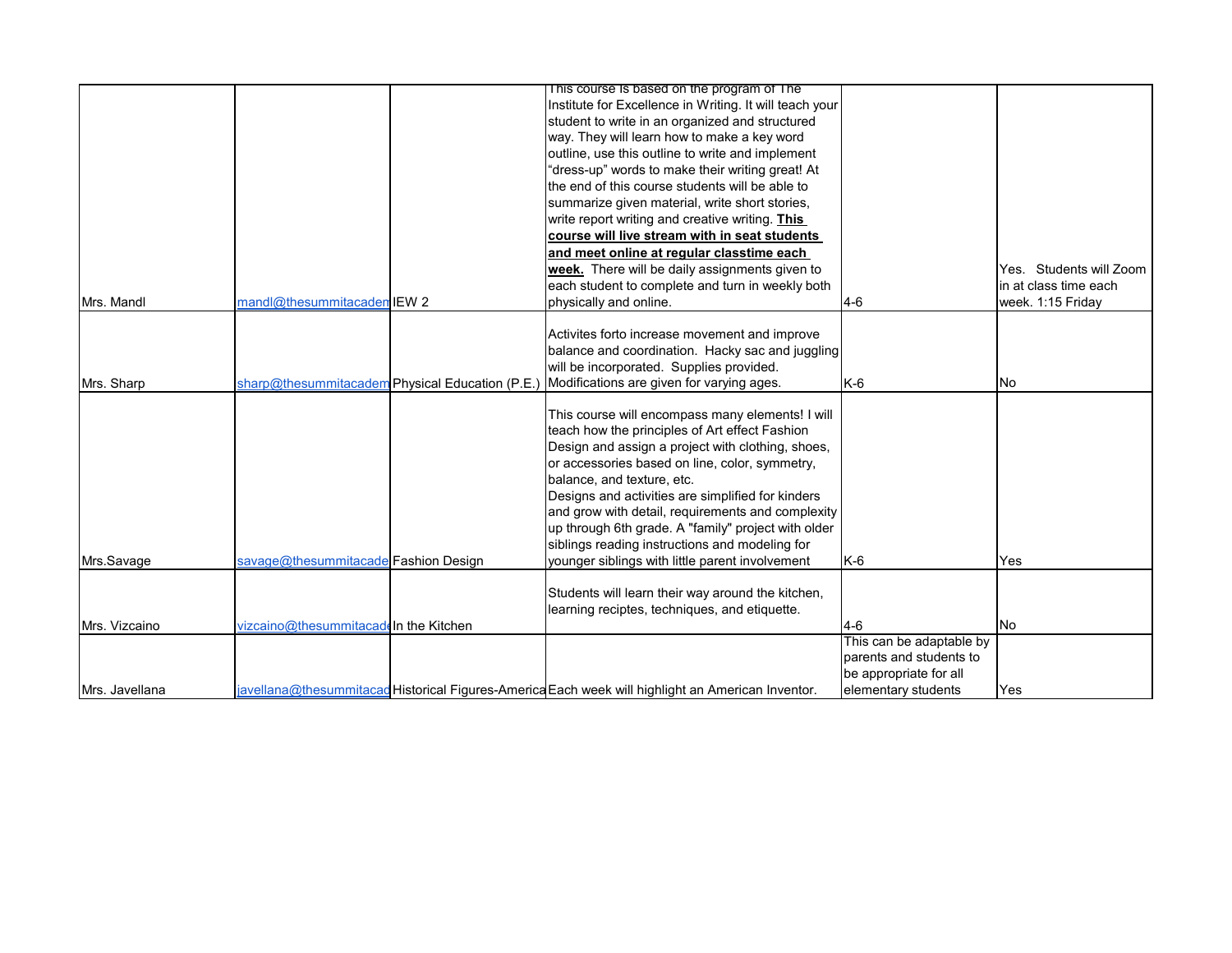| | | | | | |
|---|---|---|---|---|---|
| Mrs. Mandl | mandl@thesummitacadem | IEW 2 | This course is based on the program of The Institute for Excellence in Writing. It will teach your student to write in an organized and structured way. They will learn how to make a key word outline, use this outline to write and implement "dress-up" words to make their writing great! At the end of this course students will be able to summarize given material, write short stories, write report writing and creative writing. **This course will live stream with in seat students and meet online at regular classtime each week.** There will be daily assignments given to each student to complete and turn in weekly both physically and online. | 4-6 | Yes. Students will Zoom in at class time each week. 1:15 Friday |
| Mrs. Sharp | sharp@thesummitacadem | Physical Education (P.E.) | Activites forto increase movement and improve balance and coordination. Hacky sac and juggling will be incorporated. Supplies provided. Modifications are given for varying ages. | K-6 | No |
| Mrs.Savage | savage@thesummitacade | Fashion Design | This course will encompass many elements! I will teach how the principles of Art effect Fashion Design and assign a project with clothing, shoes, or accessories based on line, color, symmetry, balance, and texture, etc. Designs and activities are simplified for kinders and grow with detail, requirements and complexity up through 6th grade. A "family" project with older siblings reading instructions and modeling for younger siblings with little parent involvement | K-6 | Yes |
| Mrs. Vizcaino | vizcaino@thesummitacad | In the Kitchen | Students will learn their way around the kitchen, learning reciptes, techniques, and etiquette. | 4-6 | No |
| Mrs. Javellana | javellana@thesummitacad | Historical Figures-America | Each week will highlight an American Inventor. | This can be adaptable by parents and students to be appropriate for all elementary students | Yes |